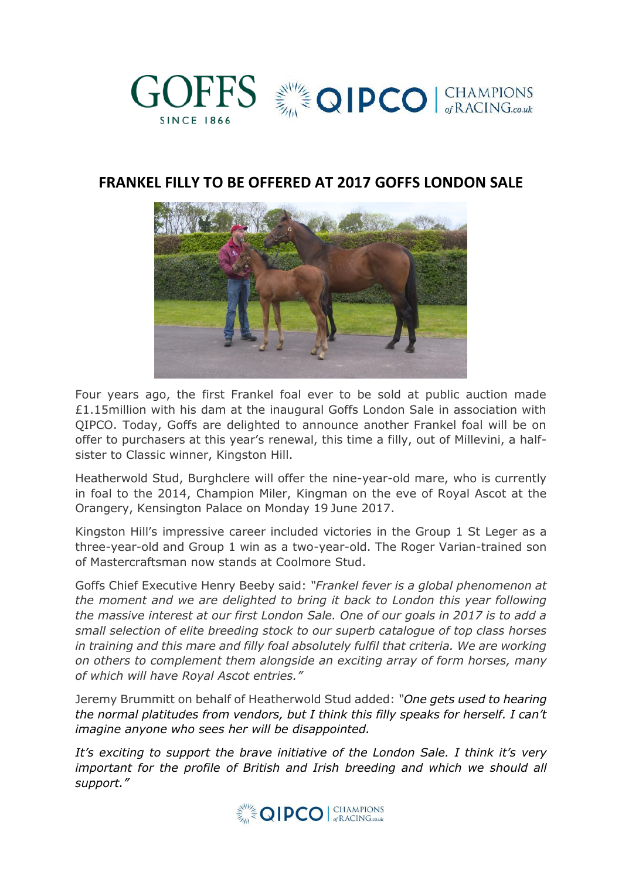# FRANKEL FILLY TO BE OFFERED AT 2017 GOFFS LONDON SALE

Four years ago, the first Frankel foal ever to be sold at public auction made £1.15million with his dam at the inaugural Goffs London Sale in association with QIPCO. Today, Goffs are delighted to announce another Frankel foal will be on offer to purchasers at this year's renewal, this time a filly, out of Millevini, a half-sister to Classic winner, Kingston Hill.

Heatherwold Stud, Burghclere will offer the nine-year-old mare, who is currently in foal to the 2014, Champion Miler, Kingman on the eve of Royal Ascot at the Orangery, Kensington Palace on Monday 19 June 2017.

Kingston Hill's impressive career included victories in the Group 1 St Leger as a three-year-old and Group 1 win as a two-year-old. The Roger Varian-trained son of Mastercraftsman now stands at Coolmore Stud.

Goffs Chief Executive Henry Beeby said: *"Frankel fever is a global phenomenon at the moment and we are delighted to bring it back to London this year following the massive interest at our first London Sale. One of our goals in 2017 is to add a small selection of elite breeding stock to our superb catalogue of top class horses in training and this mare and filly foal absolutely fulfil that criteria. We are working on others to complement them alongside an exciting array of form horses, many of which will have Royal Ascot entries."*

Jeremy Brummitt on behalf of Heatherwold Stud added: *"One gets used to hearing the normal platitudes from vendors, but I think this filly speaks for herself. I can't imagine anyone who sees her will be disappointed.*

*It's exciting to support the brave initiative of the London Sale. I think it's very important for the profile of British and Irish breeding and which we should all support."*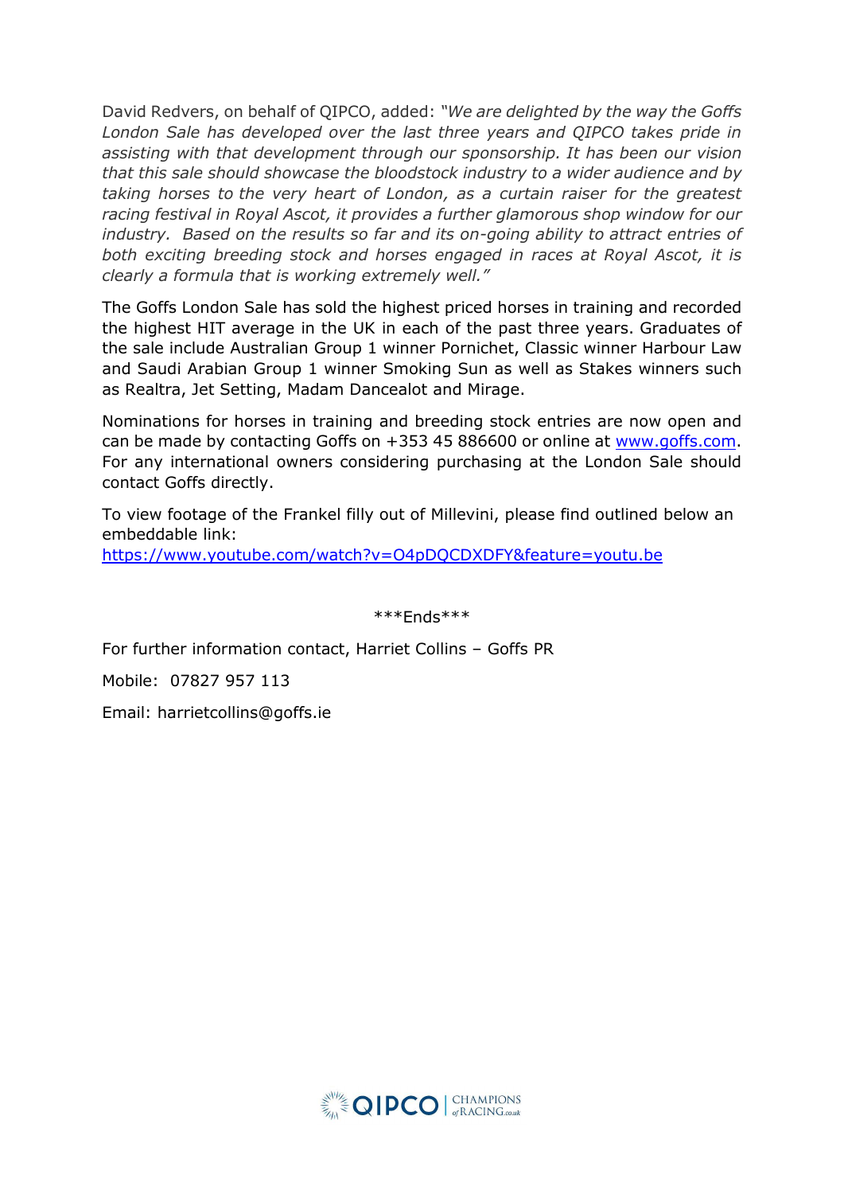David Redvers, on behalf of QIPCO, added: *"We are delighted by the way the Goffs London Sale has developed over the last three years and QIPCO takes pride in assisting with that development through our sponsorship. It has been our vision that this sale should showcase the bloodstock industry to a wider audience and by taking horses to the very heart of London, as a curtain raiser for the greatest racing festival in Royal Ascot, it provides a further glamorous shop window for our industry. Based on the results so far and its on-going ability to attract entries of both exciting breeding stock and horses engaged in races at Royal Ascot, it is clearly a formula that is working extremely well."*

The Goffs London Sale has sold the highest priced horses in training and recorded the highest HIT average in the UK in each of the past three years. Graduates of the sale include Australian Group 1 winner Pornichet, Classic winner Harbour Law and Saudi Arabian Group 1 winner Smoking Sun as well as Stakes winners such as Realtra, Jet Setting, Madam Dancealot and Mirage.

Nominations for horses in training and breeding stock entries are now open and can be made by contacting Goffs on +353 45 886600 or online at [www.goffs.com](www.goffs.com). For any international owners considering purchasing at the London Sale should contact Goffs directly.

To view footage of the Frankel filly out of Millevini, please find outlined below an embeddable link:
[https://www.youtube.com/watch?v=O4pDQCDXDFY&feature=youtu.be](https://www.youtube.com/watch?v=O4pDQCDXDFY&feature=youtu.be)

***Ends***

For further information contact, Harriet Collins – Goffs PR

Mobile: 07827 957 113

Email: harrietcollins@goffs.ie